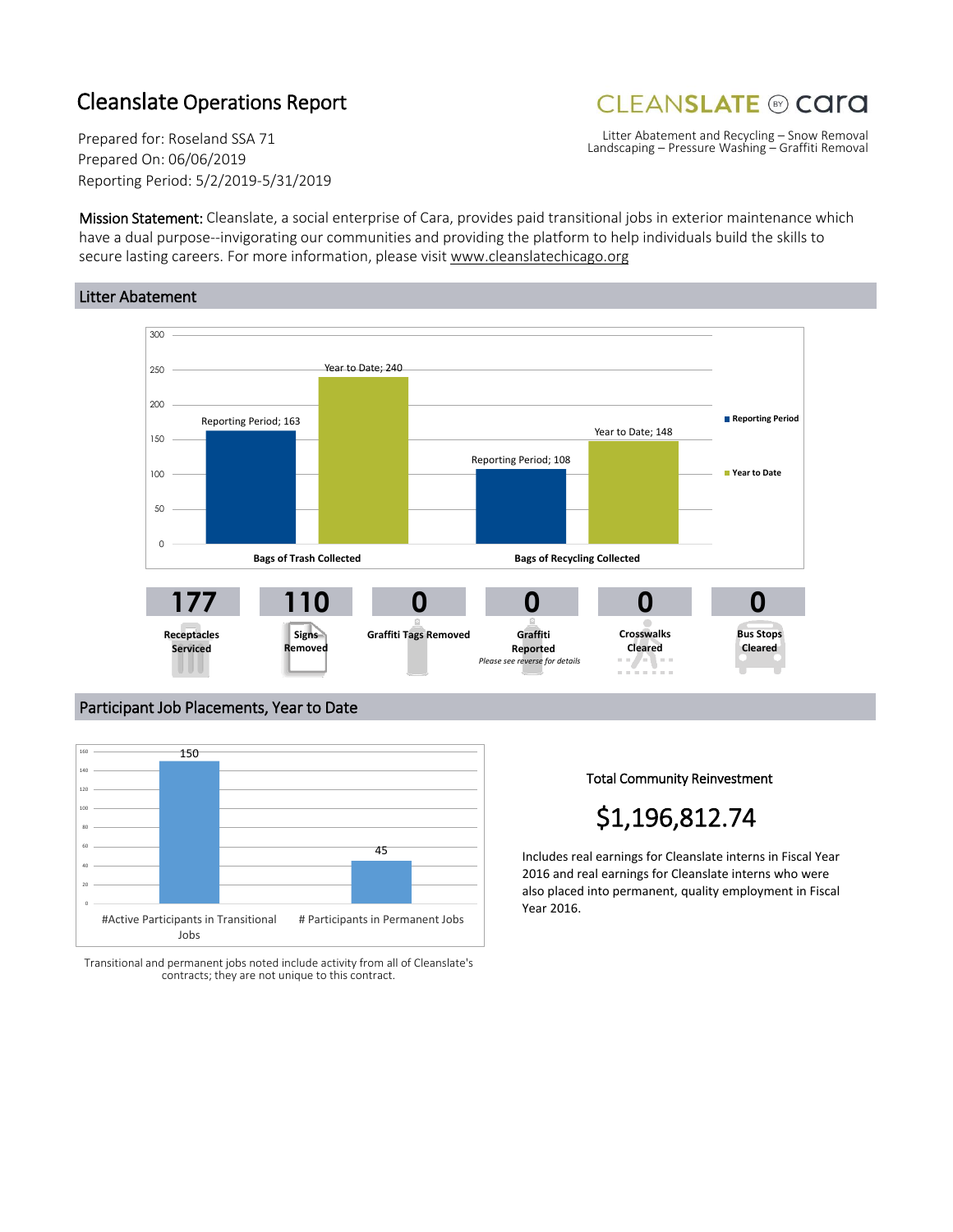# Cleanslate Operations Report

Prepared for: Roseland SSA 71
Prepared On: 06/06/2019
Reporting Period: 5/2/2019-5/31/2019

**CLEANSLATE** by cara

Litter Abatement and Recycling – Snow Removal
Landscaping – Pressure Washing – Graffiti Removal

**Mission Statement:** Cleanslate, a social enterprise of Cara, provides paid transitional jobs in exterior maintenance which have a dual purpose--invigorating our communities and providing the platform to help individuals build the skills to secure lasting careers. For more information, please visit www.cleanslatechicago.org

## Litter Abatement

| | Reporting Period | Year to Date |
|---|---|---|
| Bags of Trash Collected | 163 | 240 |
| Bags of Recycling Collected | 108 | 148 |

| 177 | 110 | 0 | 0 | 0 | 0 |
|---|---|---|---|---|---|
| Receptacles Serviced | Signs Removed | Graffiti Tags Removed | Graffiti Reported *Please see reverse for details* | Crosswalks Cleared | Bus Stops Cleared |

## Participant Job Placements, Year to Date

| #Active Participants in Transitional Jobs | # Participants in Permanent Jobs |
|---|---|
| 150 | 45 |

Transitional and permanent jobs noted include activity from all of Cleanslate's contracts; they are not unique to this contract.

**Total Community Reinvestment**

**$1,196,812.74**

Includes real earnings for Cleanslate interns in Fiscal Year 2016 and real earnings for Cleanslate interns who were also placed into permanent, quality employment in Fiscal Year 2016.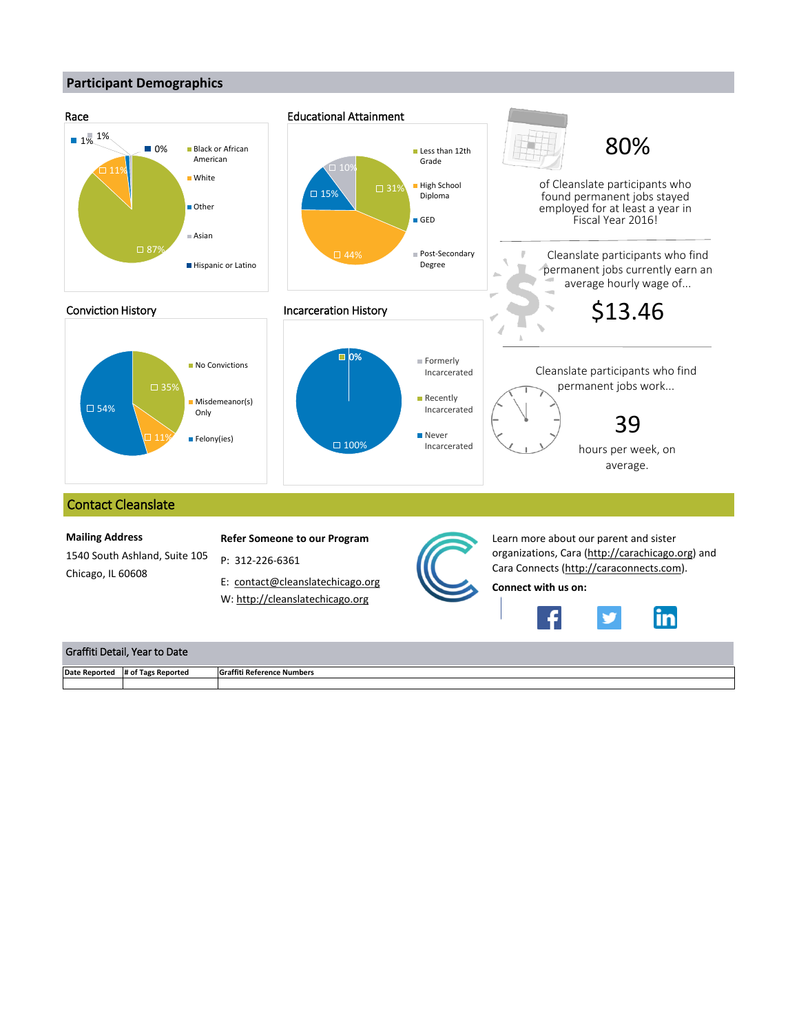## Participant Demographics

### Race

1%
1%
0%
11%
87%

Black or African American
White
Other
Asian
Hispanic or Latino

### Educational Attainment

10%
15%
31%
44%

Less than 12th Grade
High School Diploma
GED
Post-Secondary Degree

80%

of Cleanslate participants who found permanent jobs stayed employed for at least a year in Fiscal Year 2016!

Cleanslate participants who find permanent jobs currently earn an average hourly wage of...

$13.46

### Conviction History

35%
54%
11%

No Convictions
Misdemeanor(s) Only
Felony(ies)

### Incarceration History

0%
100%

Formerly Incarcerated
Recently Incarcerated
Never Incarcerated

Cleanslate participants who find permanent jobs work...

39

hours per week, on average.

## Contact Cleanslate

**Mailing Address**
1540 South Ashland, Suite 105
Chicago, IL 60608

**Refer Someone to our Program**
P: 312-226-6361
E: contact@cleanslatechicago.org
W: http://cleanslatechicago.org

Learn more about our parent and sister organizations, Cara (http://carachicago.org) and Cara Connects (http://caraconnects.com).

**Connect with us on:**

## Graffiti Detail, Year to Date

| Date Reported | # of Tags Reported | Graffiti Reference Numbers |
|---|---|---|
| | | |